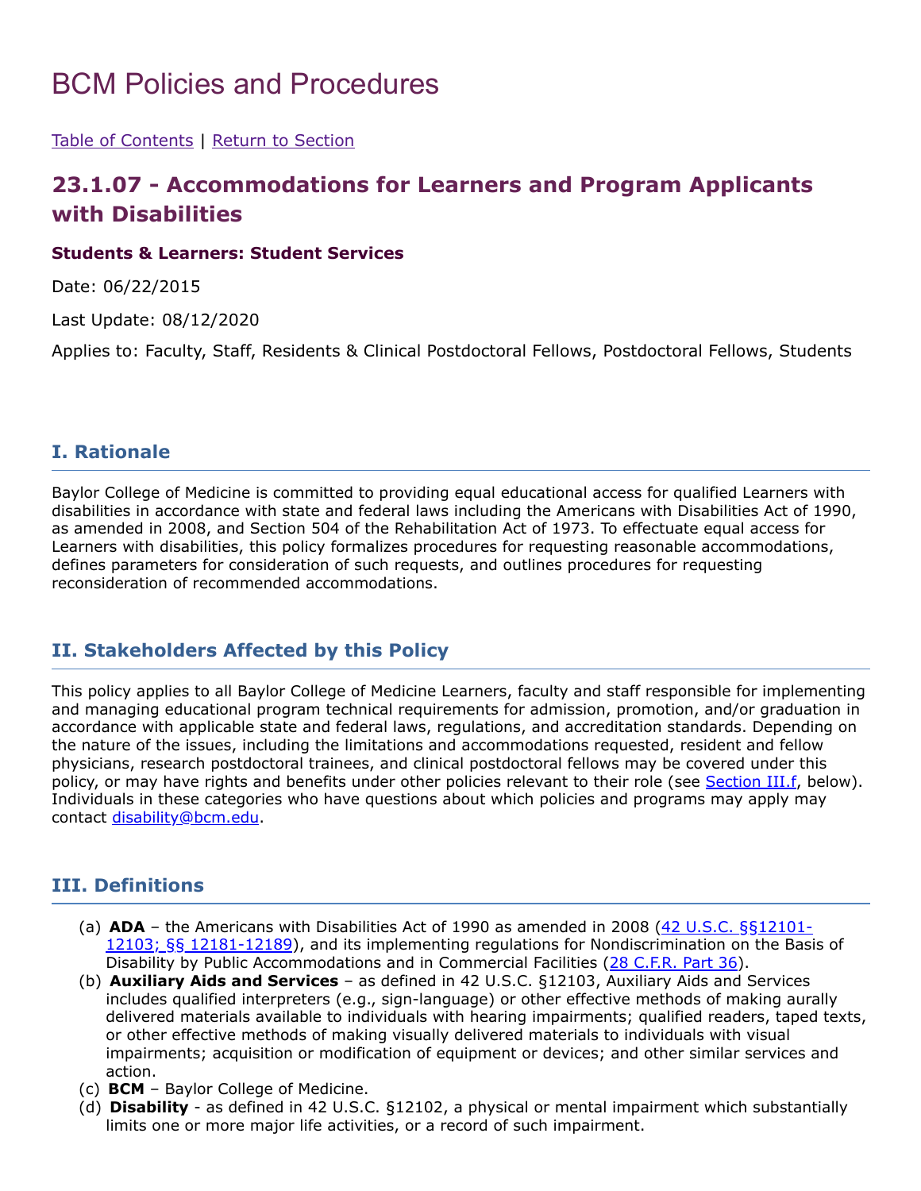# BCM Policies and Procedures

[Table of Contents](#) | [Return to Section](#)

## 23.1.07 - Accommodations for Learners and Program Applicants with Disabilities

**Students & Learners: Student Services**

Date: 06/22/2015

Last Update: 08/12/2020

Applies to: Faculty, Staff, Residents & Clinical Postdoctoral Fellows, Postdoctoral Fellows, Students

### I. Rationale

Baylor College of Medicine is committed to providing equal educational access for qualified Learners with disabilities in accordance with state and federal laws including the Americans with Disabilities Act of 1990, as amended in 2008, and Section 504 of the Rehabilitation Act of 1973. To effectuate equal access for Learners with disabilities, this policy formalizes procedures for requesting reasonable accommodations, defines parameters for consideration of such requests, and outlines procedures for requesting reconsideration of recommended accommodations.

### II. Stakeholders Affected by this Policy

This policy applies to all Baylor College of Medicine Learners, faculty and staff responsible for implementing and managing educational program technical requirements for admission, promotion, and/or graduation in accordance with applicable state and federal laws, regulations, and accreditation standards. Depending on the nature of the issues, including the limitations and accommodations requested, resident and fellow physicians, research postdoctoral trainees, and clinical postdoctoral fellows may be covered under this policy, or may have rights and benefits under other policies relevant to their role (see Section III.f, below). Individuals in these categories who have questions about which policies and programs may apply may contact disability@bcm.edu.

### III. Definitions

(a) **ADA** – the Americans with Disabilities Act of 1990 as amended in 2008 (42 U.S.C. §§12101-12103; §§ 12181-12189), and its implementing regulations for Nondiscrimination on the Basis of Disability by Public Accommodations and in Commercial Facilities (28 C.F.R. Part 36).

(b) **Auxiliary Aids and Services** – as defined in 42 U.S.C. §12103, Auxiliary Aids and Services includes qualified interpreters (e.g., sign-language) or other effective methods of making aurally delivered materials available to individuals with hearing impairments; qualified readers, taped texts, or other effective methods of making visually delivered materials to individuals with visual impairments; acquisition or modification of equipment or devices; and other similar services and action.

(c) **BCM** – Baylor College of Medicine.

(d) **Disability** - as defined in 42 U.S.C. §12102, a physical or mental impairment which substantially limits one or more major life activities, or a record of such impairment.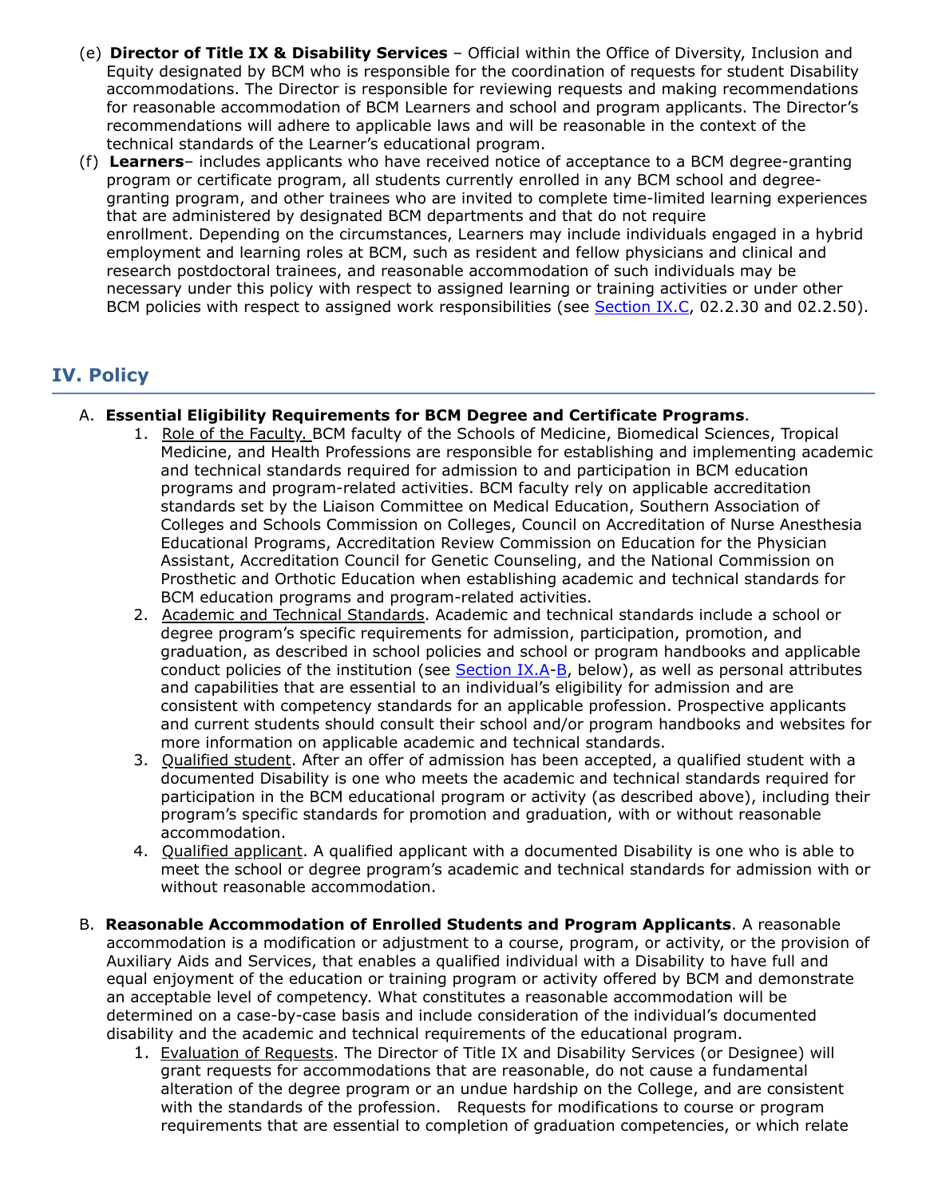(e) **Director of Title IX & Disability Services** – Official within the Office of Diversity, Inclusion and Equity designated by BCM who is responsible for the coordination of requests for student Disability accommodations. The Director is responsible for reviewing requests and making recommendations for reasonable accommodation of BCM Learners and school and program applicants. The Director's recommendations will adhere to applicable laws and will be reasonable in the context of the technical standards of the Learner's educational program.

(f) **Learners**– includes applicants who have received notice of acceptance to a BCM degree-granting program or certificate program, all students currently enrolled in any BCM school and degree-granting program, and other trainees who are invited to complete time-limited learning experiences that are administered by designated BCM departments and that do not require enrollment. Depending on the circumstances, Learners may include individuals engaged in a hybrid employment and learning roles at BCM, such as resident and fellow physicians and clinical and research postdoctoral trainees, and reasonable accommodation of such individuals may be necessary under this policy with respect to assigned learning or training activities or under other BCM policies with respect to assigned work responsibilities (see Section IX.C, 02.2.30 and 02.2.50).

## IV. Policy

A. **Essential Eligibility Requirements for BCM Degree and Certificate Programs**.

1. Role of the Faculty. BCM faculty of the Schools of Medicine, Biomedical Sciences, Tropical Medicine, and Health Professions are responsible for establishing and implementing academic and technical standards required for admission to and participation in BCM education programs and program-related activities. BCM faculty rely on applicable accreditation standards set by the Liaison Committee on Medical Education, Southern Association of Colleges and Schools Commission on Colleges, Council on Accreditation of Nurse Anesthesia Educational Programs, Accreditation Review Commission on Education for the Physician Assistant, Accreditation Council for Genetic Counseling, and the National Commission on Prosthetic and Orthotic Education when establishing academic and technical standards for BCM education programs and program-related activities.
2. Academic and Technical Standards. Academic and technical standards include a school or degree program's specific requirements for admission, participation, promotion, and graduation, as described in school policies and school or program handbooks and applicable conduct policies of the institution (see Section IX.A-B, below), as well as personal attributes and capabilities that are essential to an individual's eligibility for admission and are consistent with competency standards for an applicable profession. Prospective applicants and current students should consult their school and/or program handbooks and websites for more information on applicable academic and technical standards.
3. Qualified student. After an offer of admission has been accepted, a qualified student with a documented Disability is one who meets the academic and technical standards required for participation in the BCM educational program or activity (as described above), including their program's specific standards for promotion and graduation, with or without reasonable accommodation.
4. Qualified applicant. A qualified applicant with a documented Disability is one who is able to meet the school or degree program's academic and technical standards for admission with or without reasonable accommodation.

B. **Reasonable Accommodation of Enrolled Students and Program Applicants**. A reasonable accommodation is a modification or adjustment to a course, program, or activity, or the provision of Auxiliary Aids and Services, that enables a qualified individual with a Disability to have full and equal enjoyment of the education or training program or activity offered by BCM and demonstrate an acceptable level of competency. What constitutes a reasonable accommodation will be determined on a case-by-case basis and include consideration of the individual's documented disability and the academic and technical requirements of the educational program.

1. Evaluation of Requests. The Director of Title IX and Disability Services (or Designee) will grant requests for accommodations that are reasonable, do not cause a fundamental alteration of the degree program or an undue hardship on the College, and are consistent with the standards of the profession. Requests for modifications to course or program requirements that are essential to completion of graduation competencies, or which relate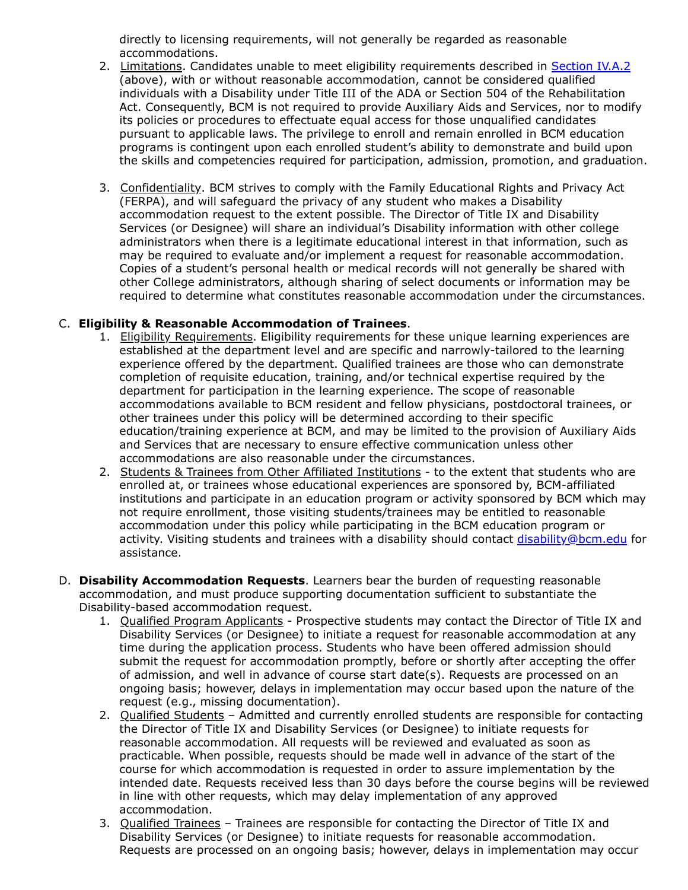directly to licensing requirements, will not generally be regarded as reasonable accommodations.

2. Limitations. Candidates unable to meet eligibility requirements described in Section IV.A.2 (above), with or without reasonable accommodation, cannot be considered qualified individuals with a Disability under Title III of the ADA or Section 504 of the Rehabilitation Act. Consequently, BCM is not required to provide Auxiliary Aids and Services, nor to modify its policies or procedures to effectuate equal access for those unqualified candidates pursuant to applicable laws. The privilege to enroll and remain enrolled in BCM education programs is contingent upon each enrolled student's ability to demonstrate and build upon the skills and competencies required for participation, admission, promotion, and graduation.

3. Confidentiality. BCM strives to comply with the Family Educational Rights and Privacy Act (FERPA), and will safeguard the privacy of any student who makes a Disability accommodation request to the extent possible. The Director of Title IX and Disability Services (or Designee) will share an individual's Disability information with other college administrators when there is a legitimate educational interest in that information, such as may be required to evaluate and/or implement a request for reasonable accommodation. Copies of a student's personal health or medical records will not generally be shared with other College administrators, although sharing of select documents or information may be required to determine what constitutes reasonable accommodation under the circumstances.

C. **Eligibility & Reasonable Accommodation of Trainees**.

1. Eligibility Requirements. Eligibility requirements for these unique learning experiences are established at the department level and are specific and narrowly-tailored to the learning experience offered by the department. Qualified trainees are those who can demonstrate completion of requisite education, training, and/or technical expertise required by the department for participation in the learning experience. The scope of reasonable accommodations available to BCM resident and fellow physicians, postdoctoral trainees, or other trainees under this policy will be determined according to their specific education/training experience at BCM, and may be limited to the provision of Auxiliary Aids and Services that are necessary to ensure effective communication unless other accommodations are also reasonable under the circumstances.
2. Students & Trainees from Other Affiliated Institutions - to the extent that students who are enrolled at, or trainees whose educational experiences are sponsored by, BCM-affiliated institutions and participate in an education program or activity sponsored by BCM which may not require enrollment, those visiting students/trainees may be entitled to reasonable accommodation under this policy while participating in the BCM education program or activity. Visiting students and trainees with a disability should contact disability@bcm.edu for assistance.

D. **Disability Accommodation Requests**. Learners bear the burden of requesting reasonable accommodation, and must produce supporting documentation sufficient to substantiate the Disability-based accommodation request.

1. Qualified Program Applicants - Prospective students may contact the Director of Title IX and Disability Services (or Designee) to initiate a request for reasonable accommodation at any time during the application process. Students who have been offered admission should submit the request for accommodation promptly, before or shortly after accepting the offer of admission, and well in advance of course start date(s). Requests are processed on an ongoing basis; however, delays in implementation may occur based upon the nature of the request (e.g., missing documentation).
2. Qualified Students – Admitted and currently enrolled students are responsible for contacting the Director of Title IX and Disability Services (or Designee) to initiate requests for reasonable accommodation. All requests will be reviewed and evaluated as soon as practicable. When possible, requests should be made well in advance of the start of the course for which accommodation is requested in order to assure implementation by the intended date. Requests received less than 30 days before the course begins will be reviewed in line with other requests, which may delay implementation of any approved accommodation.
3. Qualified Trainees – Trainees are responsible for contacting the Director of Title IX and Disability Services (or Designee) to initiate requests for reasonable accommodation. Requests are processed on an ongoing basis; however, delays in implementation may occur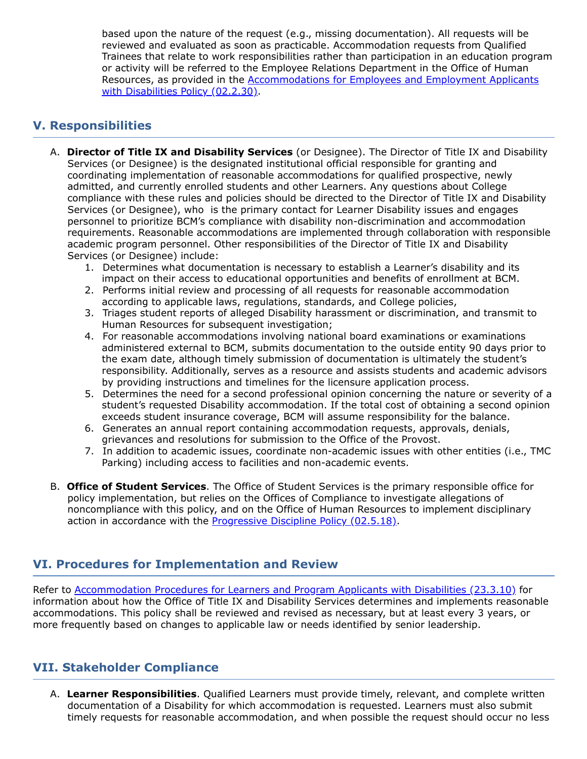based upon the nature of the request (e.g., missing documentation). All requests will be reviewed and evaluated as soon as practicable. Accommodation requests from Qualified Trainees that relate to work responsibilities rather than participation in an education program or activity will be referred to the Employee Relations Department in the Office of Human Resources, as provided in the [Accommodations for Employees and Employment Applicants with Disabilities Policy (02.2.30)](#).

## V. Responsibilities

A. **Director of Title IX and Disability Services** (or Designee). The Director of Title IX and Disability Services (or Designee) is the designated institutional official responsible for granting and coordinating implementation of reasonable accommodations for qualified prospective, newly admitted, and currently enrolled students and other Learners. Any questions about College compliance with these rules and policies should be directed to the Director of Title IX and Disability Services (or Designee), who is the primary contact for Learner Disability issues and engages personnel to prioritize BCM's compliance with disability non-discrimination and accommodation requirements. Reasonable accommodations are implemented through collaboration with responsible academic program personnel. Other responsibilities of the Director of Title IX and Disability Services (or Designee) include:

1. Determines what documentation is necessary to establish a Learner's disability and its impact on their access to educational opportunities and benefits of enrollment at BCM.
2. Performs initial review and processing of all requests for reasonable accommodation according to applicable laws, regulations, standards, and College policies,
3. Triages student reports of alleged Disability harassment or discrimination, and transmit to Human Resources for subsequent investigation;
4. For reasonable accommodations involving national board examinations or examinations administered external to BCM, submits documentation to the outside entity 90 days prior to the exam date, although timely submission of documentation is ultimately the student's responsibility. Additionally, serves as a resource and assists students and academic advisors by providing instructions and timelines for the licensure application process.
5. Determines the need for a second professional opinion concerning the nature or severity of a student's requested Disability accommodation. If the total cost of obtaining a second opinion exceeds student insurance coverage, BCM will assume responsibility for the balance.
6. Generates an annual report containing accommodation requests, approvals, denials, grievances and resolutions for submission to the Office of the Provost.
7. In addition to academic issues, coordinate non-academic issues with other entities (i.e., TMC Parking) including access to facilities and non-academic events.

B. **Office of Student Services**. The Office of Student Services is the primary responsible office for policy implementation, but relies on the Offices of Compliance to investigate allegations of noncompliance with this policy, and on the Office of Human Resources to implement disciplinary action in accordance with the [Progressive Discipline Policy (02.5.18)](#).

## VI. Procedures for Implementation and Review

Refer to [Accommodation Procedures for Learners and Program Applicants with Disabilities (23.3.10)](#) for information about how the Office of Title IX and Disability Services determines and implements reasonable accommodations. This policy shall be reviewed and revised as necessary, but at least every 3 years, or more frequently based on changes to applicable law or needs identified by senior leadership.

## VII. Stakeholder Compliance

A. **Learner Responsibilities**. Qualified Learners must provide timely, relevant, and complete written documentation of a Disability for which accommodation is requested. Learners must also submit timely requests for reasonable accommodation, and when possible the request should occur no less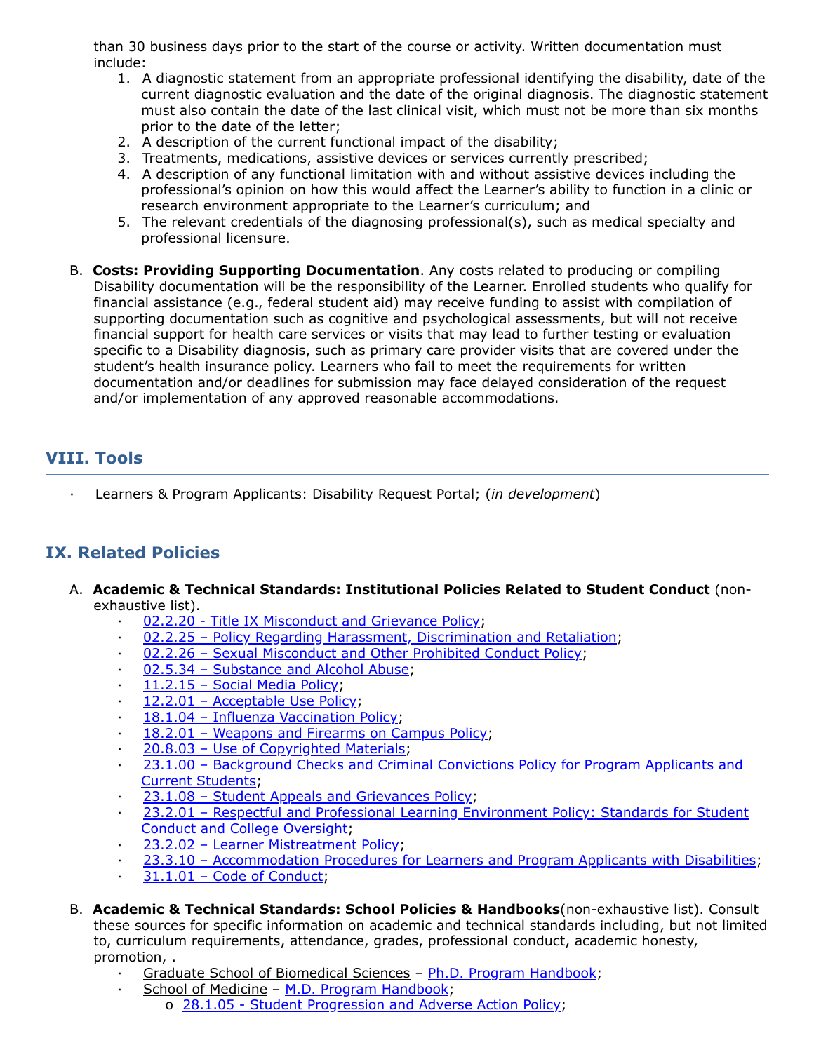than 30 business days prior to the start of the course or activity. Written documentation must include:

1. A diagnostic statement from an appropriate professional identifying the disability, date of the current diagnostic evaluation and the date of the original diagnosis. The diagnostic statement must also contain the date of the last clinical visit, which must not be more than six months prior to the date of the letter;
2. A description of the current functional impact of the disability;
3. Treatments, medications, assistive devices or services currently prescribed;
4. A description of any functional limitation with and without assistive devices including the professional's opinion on how this would affect the Learner's ability to function in a clinic or research environment appropriate to the Learner's curriculum; and
5. The relevant credentials of the diagnosing professional(s), such as medical specialty and professional licensure.

B. **Costs: Providing Supporting Documentation**. Any costs related to producing or compiling Disability documentation will be the responsibility of the Learner. Enrolled students who qualify for financial assistance (e.g., federal student aid) may receive funding to assist with compilation of supporting documentation such as cognitive and psychological assessments, but will not receive financial support for health care services or visits that may lead to further testing or evaluation specific to a Disability diagnosis, such as primary care provider visits that are covered under the student's health insurance policy. Learners who fail to meet the requirements for written documentation and/or deadlines for submission may face delayed consideration of the request and/or implementation of any approved reasonable accommodations.

## VIII. Tools

- Learners & Program Applicants: Disability Request Portal; (*in development*)

## IX. Related Policies

A. **Academic & Technical Standards: Institutional Policies Related to Student Conduct** (non-exhaustive list).

- 02.2.20 - Title IX Misconduct and Grievance Policy;
- 02.2.25 – Policy Regarding Harassment, Discrimination and Retaliation;
- 02.2.26 – Sexual Misconduct and Other Prohibited Conduct Policy;
- 02.5.34 – Substance and Alcohol Abuse;
- 11.2.15 – Social Media Policy;
- 12.2.01 – Acceptable Use Policy;
- 18.1.04 – Influenza Vaccination Policy;
- 18.2.01 – Weapons and Firearms on Campus Policy;
- 20.8.03 – Use of Copyrighted Materials;
- 23.1.00 – Background Checks and Criminal Convictions Policy for Program Applicants and Current Students;
- 23.1.08 – Student Appeals and Grievances Policy;
- 23.2.01 – Respectful and Professional Learning Environment Policy: Standards for Student Conduct and College Oversight;
- 23.2.02 – Learner Mistreatment Policy;
- 23.3.10 – Accommodation Procedures for Learners and Program Applicants with Disabilities;
- 31.1.01 – Code of Conduct;

B. **Academic & Technical Standards: School Policies & Handbooks**(non-exhaustive list). Consult these sources for specific information on academic and technical standards including, but not limited to, curriculum requirements, attendance, grades, professional conduct, academic honesty, promotion, .

- Graduate School of Biomedical Sciences – Ph.D. Program Handbook;
- School of Medicine – M.D. Program Handbook;
  - 28.1.05 - Student Progression and Adverse Action Policy;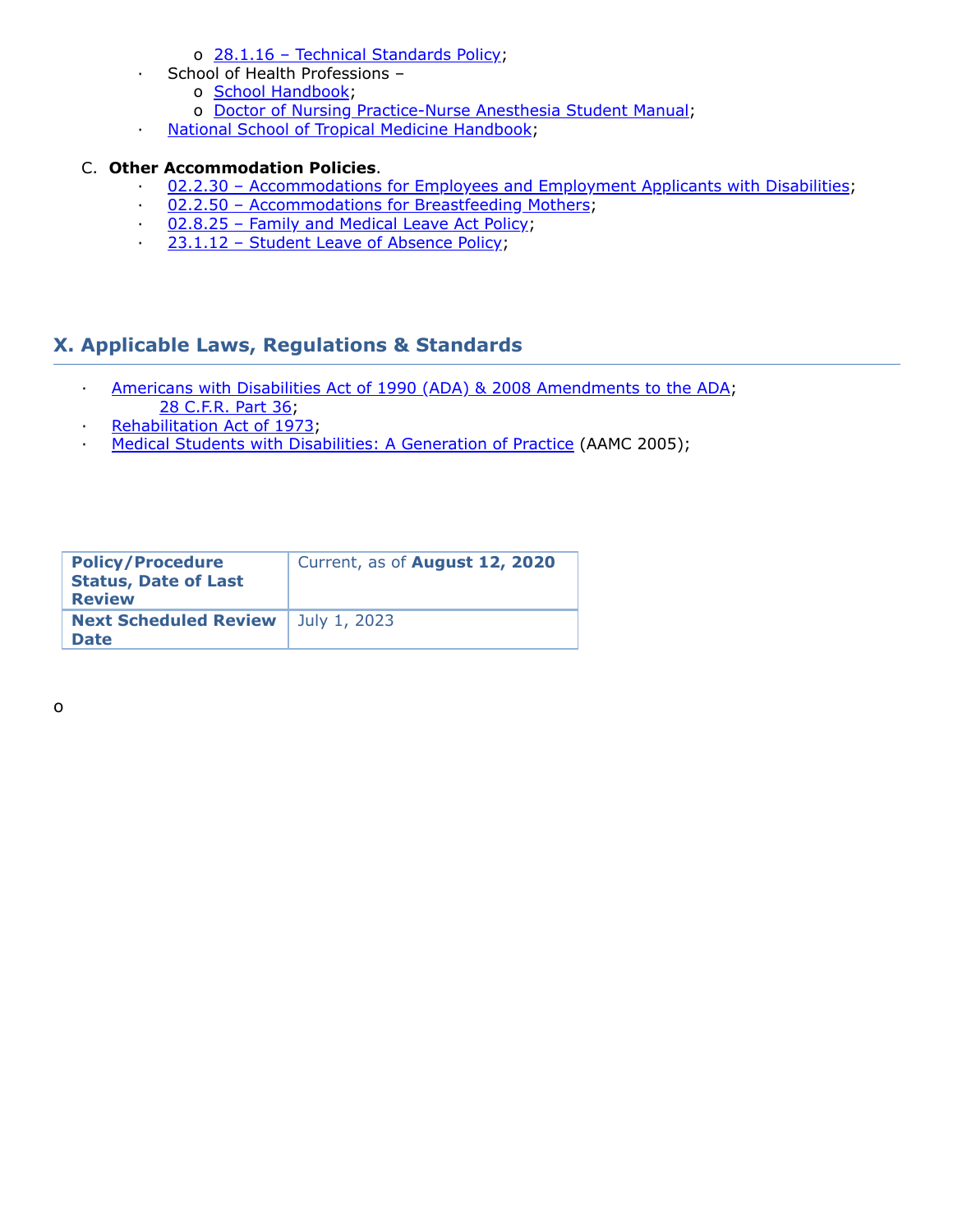- 28.1.16 – Technical Standards Policy;
  - School of Health Professions –
      - School Handbook;
      - Doctor of Nursing Practice-Nurse Anesthesia Student Manual;
  - National School of Tropical Medicine Handbook;

C. **Other Accommodation Policies**.

  - 02.2.30 – Accommodations for Employees and Employment Applicants with Disabilities;
  - 02.2.50 – Accommodations for Breastfeeding Mothers;
  - 02.8.25 – Family and Medical Leave Act Policy;
  - 23.1.12 – Student Leave of Absence Policy;

## X. Applicable Laws, Regulations & Standards

- Americans with Disabilities Act of 1990 (ADA) & 2008 Amendments to the ADA;
  28 C.F.R. Part 36;
- Rehabilitation Act of 1973;
- Medical Students with Disabilities: A Generation of Practice (AAMC 2005);

| | |
|---|---|
| **Policy/Procedure Status, Date of Last Review** | Current, as of **August 12, 2020** |
| **Next Scheduled Review Date** | July 1, 2023 |

o